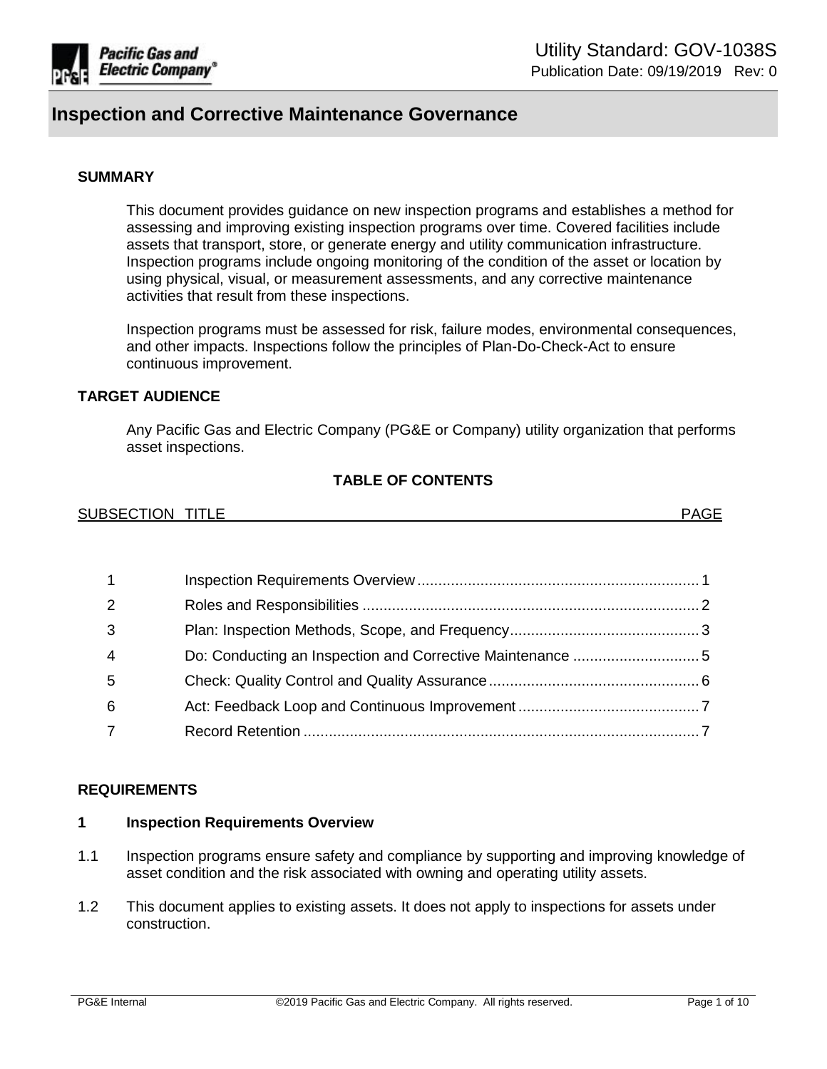Utility Standard: GOV-1038S

Publication Date: 09/19/2019 Rev: 0

# Inspection and Corrective Maintenance Governance

## SUMMARY

This document provides guidance on new inspection programs and establishes a method for assessing and improving existing inspection programs over time. Covered facilities include assets that transport, store, or generate energy and utility communication infrastructure. Inspection programs include ongoing monitoring of the condition of the asset or location by using physical, visual, or measurement assessments, and any corrective maintenance activities that result from these inspections.

Inspection programs must be assessed for risk, failure modes, environmental consequences, and other impacts. Inspections follow the principles of Plan-Do-Check-Act to ensure continuous improvement.

## TARGET AUDIENCE

Any Pacific Gas and Electric Company (PG&E or Company) utility organization that performs asset inspections.

## TABLE OF CONTENTS

| SUBSECTION | TITLE | PAGE |
|---|---|---|
| 1 | Inspection Requirements Overview | 1 |
| 2 | Roles and Responsibilities | 2 |
| 3 | Plan: Inspection Methods, Scope, and Frequency | 3 |
| 4 | Do: Conducting an Inspection and Corrective Maintenance | 5 |
| 5 | Check: Quality Control and Quality Assurance | 6 |
| 6 | Act: Feedback Loop and Continuous Improvement | 7 |
| 7 | Record Retention | 7 |

## REQUIREMENTS

### 1 Inspection Requirements Overview

1.1 Inspection programs ensure safety and compliance by supporting and improving knowledge of asset condition and the risk associated with owning and operating utility assets.

1.2 This document applies to existing assets. It does not apply to inspections for assets under construction.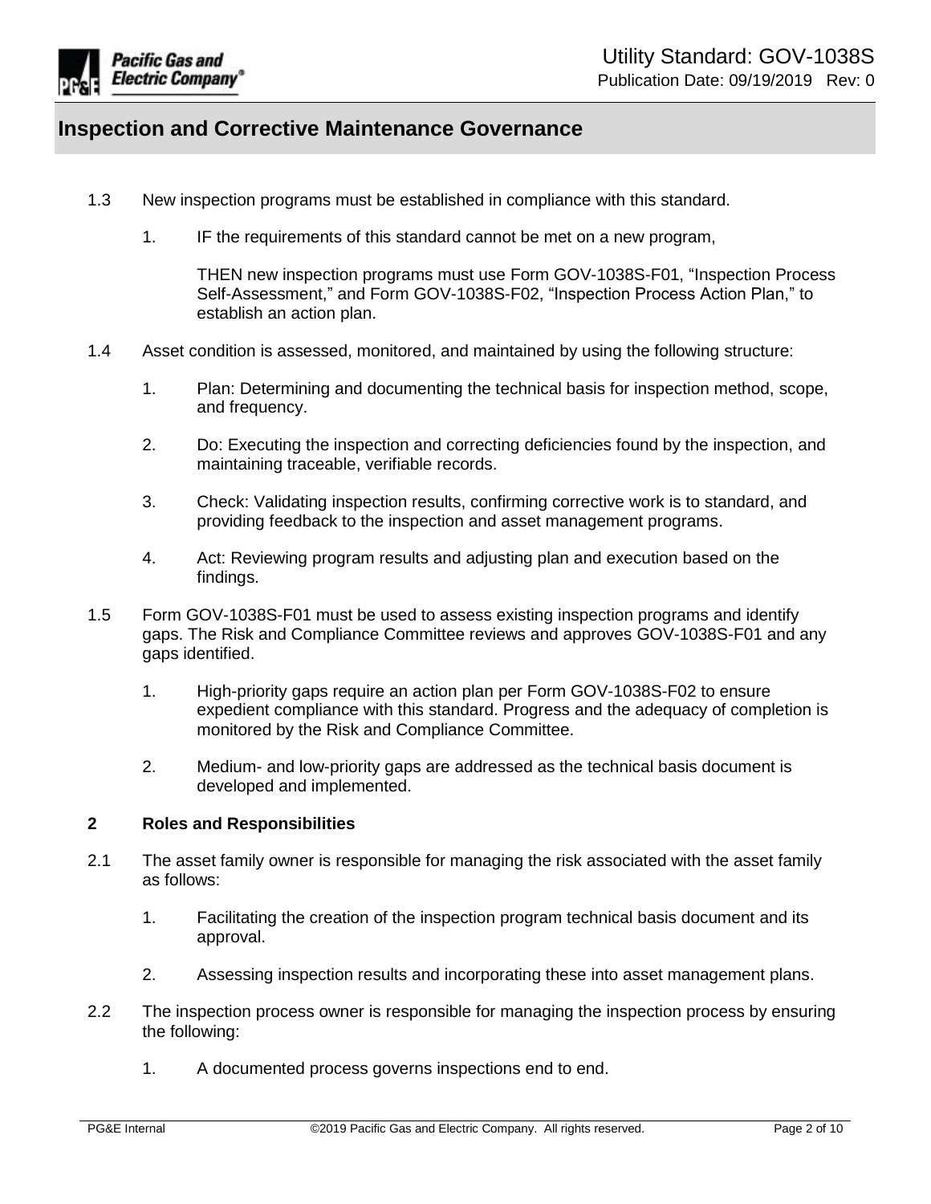1.3 New inspection programs must be established in compliance with this standard.

1. IF the requirements of this standard cannot be met on a new program,

   THEN new inspection programs must use Form GOV-1038S-F01, "Inspection Process Self-Assessment," and Form GOV-1038S-F02, "Inspection Process Action Plan," to establish an action plan.

1.4 Asset condition is assessed, monitored, and maintained by using the following structure:

1. Plan: Determining and documenting the technical basis for inspection method, scope, and frequency.
2. Do: Executing the inspection and correcting deficiencies found by the inspection, and maintaining traceable, verifiable records.
3. Check: Validating inspection results, confirming corrective work is to standard, and providing feedback to the inspection and asset management programs.
4. Act: Reviewing program results and adjusting plan and execution based on the findings.

1.5 Form GOV-1038S-F01 must be used to assess existing inspection programs and identify gaps. The Risk and Compliance Committee reviews and approves GOV-1038S-F01 and any gaps identified.

1. High-priority gaps require an action plan per Form GOV-1038S-F02 to ensure expedient compliance with this standard. Progress and the adequacy of completion is monitored by the Risk and Compliance Committee.
2. Medium- and low-priority gaps are addressed as the technical basis document is developed and implemented.

## 2 Roles and Responsibilities

2.1 The asset family owner is responsible for managing the risk associated with the asset family as follows:

1. Facilitating the creation of the inspection program technical basis document and its approval.
2. Assessing inspection results and incorporating these into asset management plans.

2.2 The inspection process owner is responsible for managing the inspection process by ensuring the following:

1. A documented process governs inspections end to end.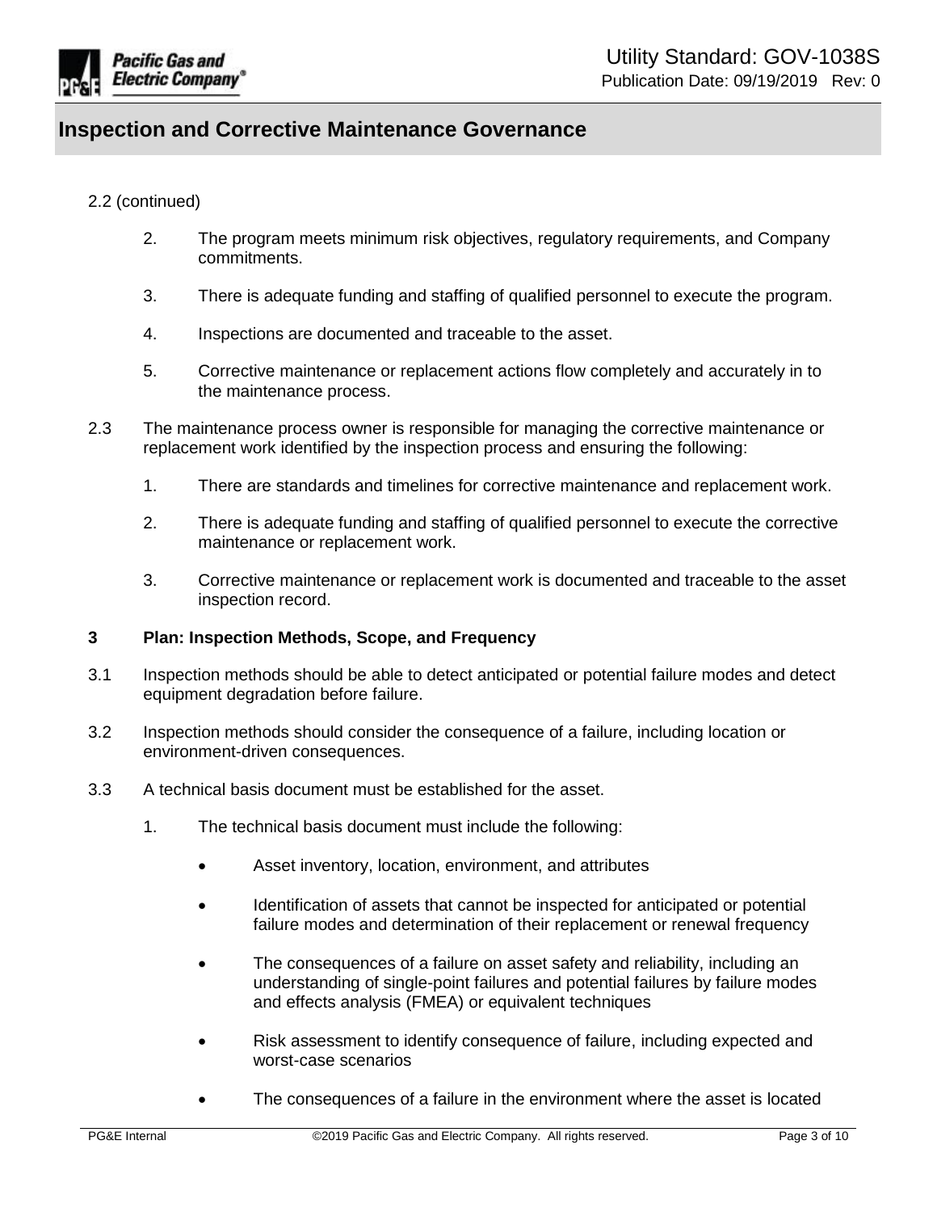2.2 (continued)

2. The program meets minimum risk objectives, regulatory requirements, and Company commitments.

3. There is adequate funding and staffing of qualified personnel to execute the program.

4. Inspections are documented and traceable to the asset.

5. Corrective maintenance or replacement actions flow completely and accurately in to the maintenance process.

2.3 The maintenance process owner is responsible for managing the corrective maintenance or replacement work identified by the inspection process and ensuring the following:

1. There are standards and timelines for corrective maintenance and replacement work.

2. There is adequate funding and staffing of qualified personnel to execute the corrective maintenance or replacement work.

3. Corrective maintenance or replacement work is documented and traceable to the asset inspection record.

## 3 Plan: Inspection Methods, Scope, and Frequency

3.1 Inspection methods should be able to detect anticipated or potential failure modes and detect equipment degradation before failure.

3.2 Inspection methods should consider the consequence of a failure, including location or environment-driven consequences.

3.3 A technical basis document must be established for the asset.

1. The technical basis document must include the following:

   - Asset inventory, location, environment, and attributes
   - Identification of assets that cannot be inspected for anticipated or potential failure modes and determination of their replacement or renewal frequency
   - The consequences of a failure on asset safety and reliability, including an understanding of single-point failures and potential failures by failure modes and effects analysis (FMEA) or equivalent techniques
   - Risk assessment to identify consequence of failure, including expected and worst-case scenarios
   - The consequences of a failure in the environment where the asset is located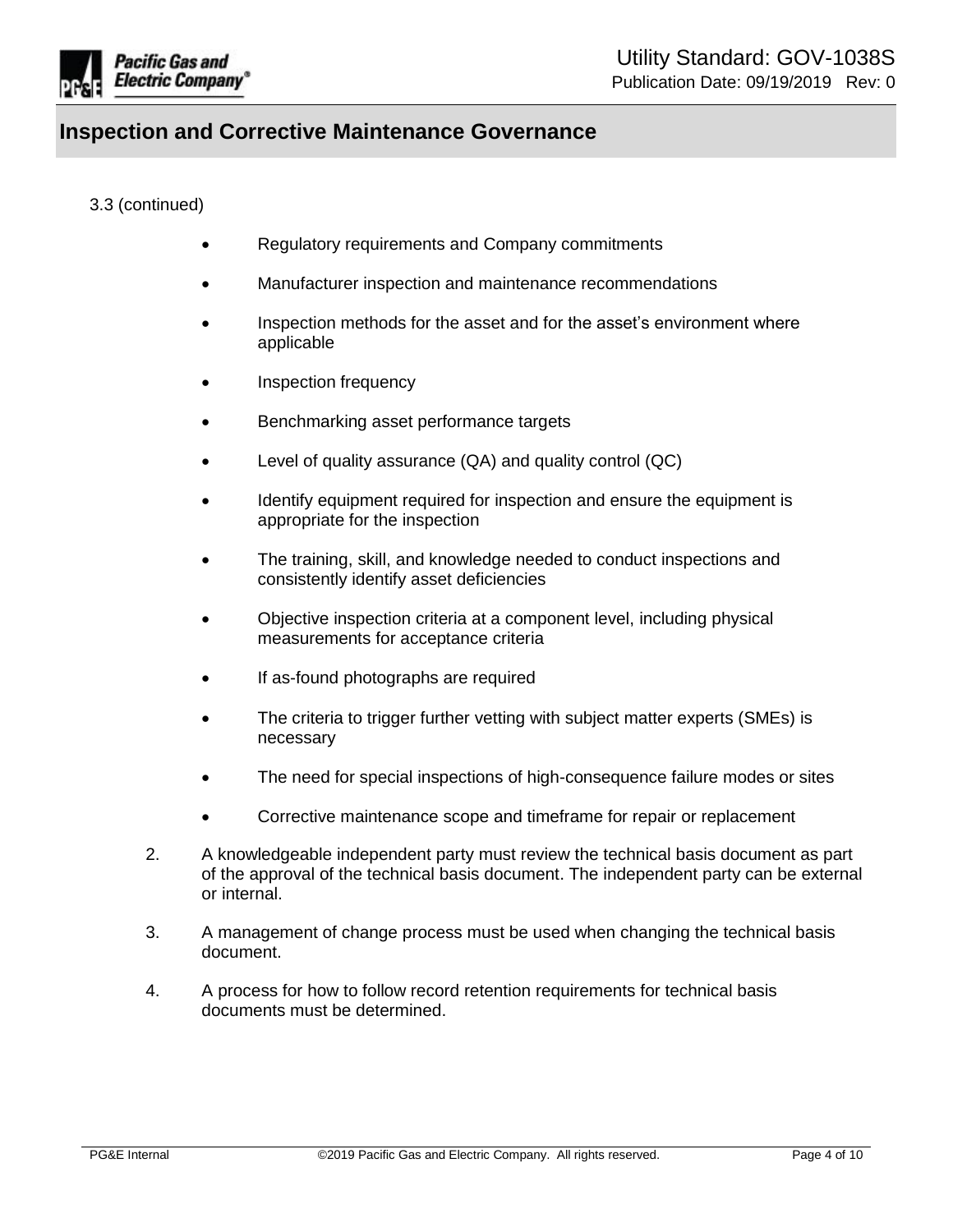3.3 (continued)

- Regulatory requirements and Company commitments
- Manufacturer inspection and maintenance recommendations
- Inspection methods for the asset and for the asset's environment where applicable
- Inspection frequency
- Benchmarking asset performance targets
- Level of quality assurance (QA) and quality control (QC)
- Identify equipment required for inspection and ensure the equipment is appropriate for the inspection
- The training, skill, and knowledge needed to conduct inspections and consistently identify asset deficiencies
- Objective inspection criteria at a component level, including physical measurements for acceptance criteria
- If as-found photographs are required
- The criteria to trigger further vetting with subject matter experts (SMEs) is necessary
- The need for special inspections of high-consequence failure modes or sites
- Corrective maintenance scope and timeframe for repair or replacement

2. A knowledgeable independent party must review the technical basis document as part of the approval of the technical basis document. The independent party can be external or internal.

3. A management of change process must be used when changing the technical basis document.

4. A process for how to follow record retention requirements for technical basis documents must be determined.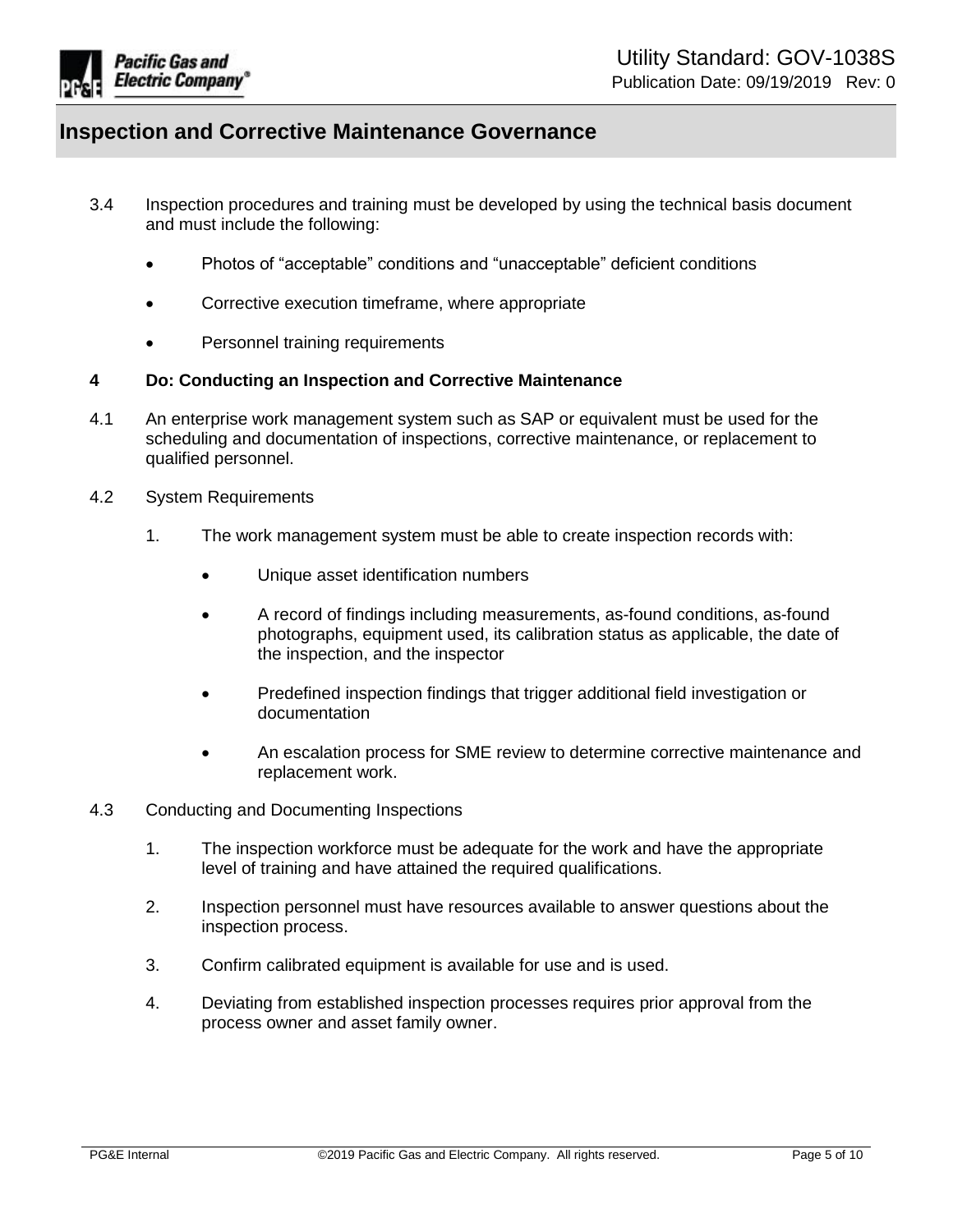3.4 Inspection procedures and training must be developed by using the technical basis document and must include the following:

- Photos of "acceptable" conditions and "unacceptable" deficient conditions
- Corrective execution timeframe, where appropriate
- Personnel training requirements

## 4 Do: Conducting an Inspection and Corrective Maintenance

4.1 An enterprise work management system such as SAP or equivalent must be used for the scheduling and documentation of inspections, corrective maintenance, or replacement to qualified personnel.

4.2 System Requirements

1. The work management system must be able to create inspection records with:
   - Unique asset identification numbers
   - A record of findings including measurements, as-found conditions, as-found photographs, equipment used, its calibration status as applicable, the date of the inspection, and the inspector
   - Predefined inspection findings that trigger additional field investigation or documentation
   - An escalation process for SME review to determine corrective maintenance and replacement work.

4.3 Conducting and Documenting Inspections

1. The inspection workforce must be adequate for the work and have the appropriate level of training and have attained the required qualifications.
2. Inspection personnel must have resources available to answer questions about the inspection process.
3. Confirm calibrated equipment is available for use and is used.
4. Deviating from established inspection processes requires prior approval from the process owner and asset family owner.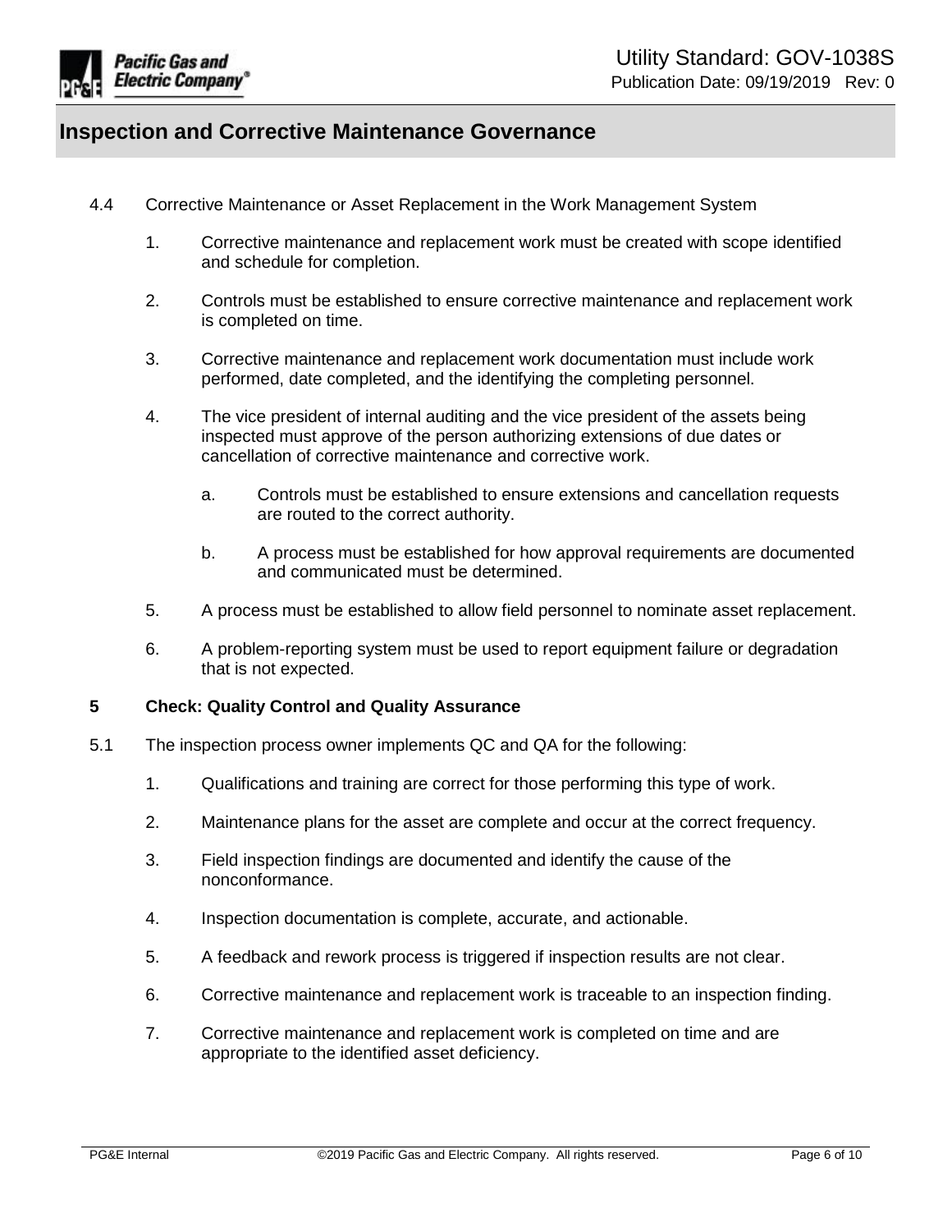4.4 Corrective Maintenance or Asset Replacement in the Work Management System

1. Corrective maintenance and replacement work must be created with scope identified and schedule for completion.

2. Controls must be established to ensure corrective maintenance and replacement work is completed on time.

3. Corrective maintenance and replacement work documentation must include work performed, date completed, and the identifying the completing personnel.

4. The vice president of internal auditing and the vice president of the assets being inspected must approve of the person authorizing extensions of due dates or cancellation of corrective maintenance and corrective work.

   a. Controls must be established to ensure extensions and cancellation requests are routed to the correct authority.

   b. A process must be established for how approval requirements are documented and communicated must be determined.

5. A process must be established to allow field personnel to nominate asset replacement.

6. A problem-reporting system must be used to report equipment failure or degradation that is not expected.

## 5 Check: Quality Control and Quality Assurance

5.1 The inspection process owner implements QC and QA for the following:

1. Qualifications and training are correct for those performing this type of work.

2. Maintenance plans for the asset are complete and occur at the correct frequency.

3. Field inspection findings are documented and identify the cause of the nonconformance.

4. Inspection documentation is complete, accurate, and actionable.

5. A feedback and rework process is triggered if inspection results are not clear.

6. Corrective maintenance and replacement work is traceable to an inspection finding.

7. Corrective maintenance and replacement work is completed on time and are appropriate to the identified asset deficiency.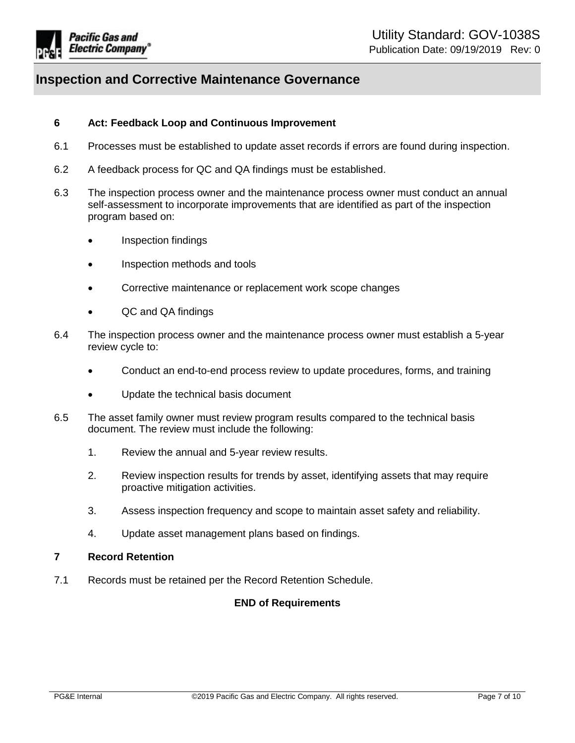## 6 Act: Feedback Loop and Continuous Improvement

6.1 Processes must be established to update asset records if errors are found during inspection.

6.2 A feedback process for QC and QA findings must be established.

6.3 The inspection process owner and the maintenance process owner must conduct an annual self-assessment to incorporate improvements that are identified as part of the inspection program based on:

- Inspection findings
- Inspection methods and tools
- Corrective maintenance or replacement work scope changes
- QC and QA findings

6.4 The inspection process owner and the maintenance process owner must establish a 5-year review cycle to:

- Conduct an end-to-end process review to update procedures, forms, and training
- Update the technical basis document

6.5 The asset family owner must review program results compared to the technical basis document. The review must include the following:

1. Review the annual and 5-year review results.
2. Review inspection results for trends by asset, identifying assets that may require proactive mitigation activities.
3. Assess inspection frequency and scope to maintain asset safety and reliability.
4. Update asset management plans based on findings.

## 7 Record Retention

7.1 Records must be retained per the Record Retention Schedule.

**END of Requirements**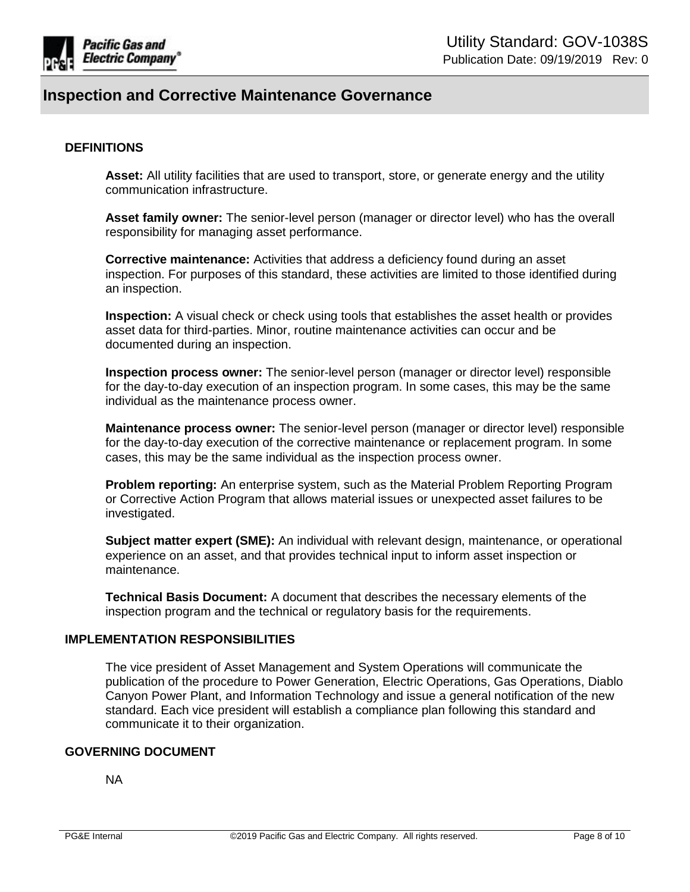## DEFINITIONS

**Asset:** All utility facilities that are used to transport, store, or generate energy and the utility communication infrastructure.

**Asset family owner:** The senior-level person (manager or director level) who has the overall responsibility for managing asset performance.

**Corrective maintenance:** Activities that address a deficiency found during an asset inspection. For purposes of this standard, these activities are limited to those identified during an inspection.

**Inspection:** A visual check or check using tools that establishes the asset health or provides asset data for third-parties. Minor, routine maintenance activities can occur and be documented during an inspection.

**Inspection process owner:** The senior-level person (manager or director level) responsible for the day-to-day execution of an inspection program. In some cases, this may be the same individual as the maintenance process owner.

**Maintenance process owner:** The senior-level person (manager or director level) responsible for the day-to-day execution of the corrective maintenance or replacement program. In some cases, this may be the same individual as the inspection process owner.

**Problem reporting:** An enterprise system, such as the Material Problem Reporting Program or Corrective Action Program that allows material issues or unexpected asset failures to be investigated.

**Subject matter expert (SME):** An individual with relevant design, maintenance, or operational experience on an asset, and that provides technical input to inform asset inspection or maintenance.

**Technical Basis Document:** A document that describes the necessary elements of the inspection program and the technical or regulatory basis for the requirements.

## IMPLEMENTATION RESPONSIBILITIES

The vice president of Asset Management and System Operations will communicate the publication of the procedure to Power Generation, Electric Operations, Gas Operations, Diablo Canyon Power Plant, and Information Technology and issue a general notification of the new standard. Each vice president will establish a compliance plan following this standard and communicate it to their organization.

## GOVERNING DOCUMENT

NA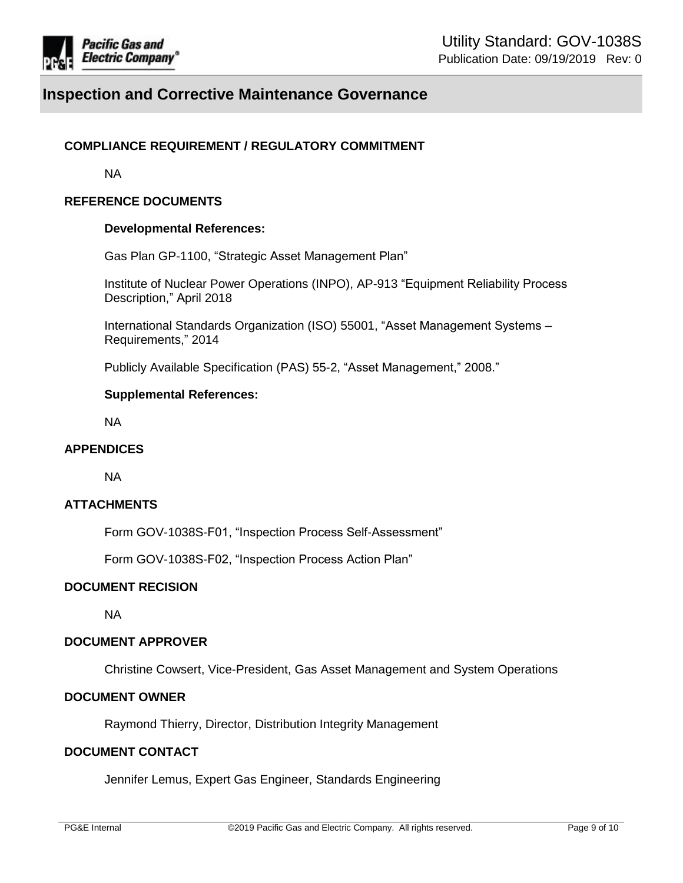## COMPLIANCE REQUIREMENT / REGULATORY COMMITMENT

NA

## REFERENCE DOCUMENTS

**Developmental References:**

Gas Plan GP-1100, "Strategic Asset Management Plan"

Institute of Nuclear Power Operations (INPO), AP-913 "Equipment Reliability Process Description," April 2018

International Standards Organization (ISO) 55001, "Asset Management Systems – Requirements," 2014

Publicly Available Specification (PAS) 55-2, "Asset Management," 2008."

**Supplemental References:**

NA

## APPENDICES

NA

## ATTACHMENTS

Form GOV-1038S-F01, "Inspection Process Self-Assessment"

Form GOV-1038S-F02, "Inspection Process Action Plan"

## DOCUMENT RECISION

NA

## DOCUMENT APPROVER

Christine Cowsert, Vice-President, Gas Asset Management and System Operations

## DOCUMENT OWNER

Raymond Thierry, Director, Distribution Integrity Management

## DOCUMENT CONTACT

Jennifer Lemus, Expert Gas Engineer, Standards Engineering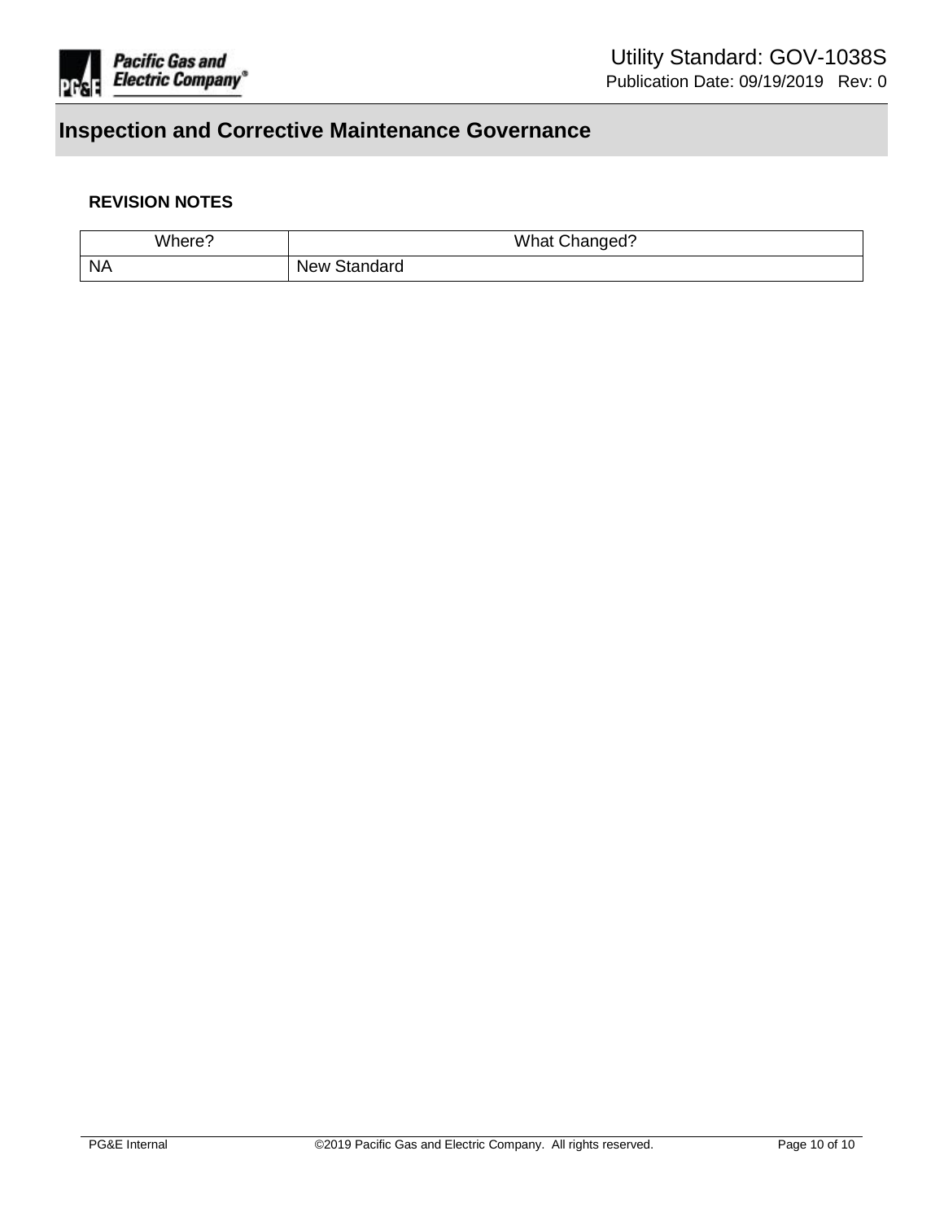### REVISION NOTES

| Where? | What Changed? |
|---|---|
| NA | New Standard |